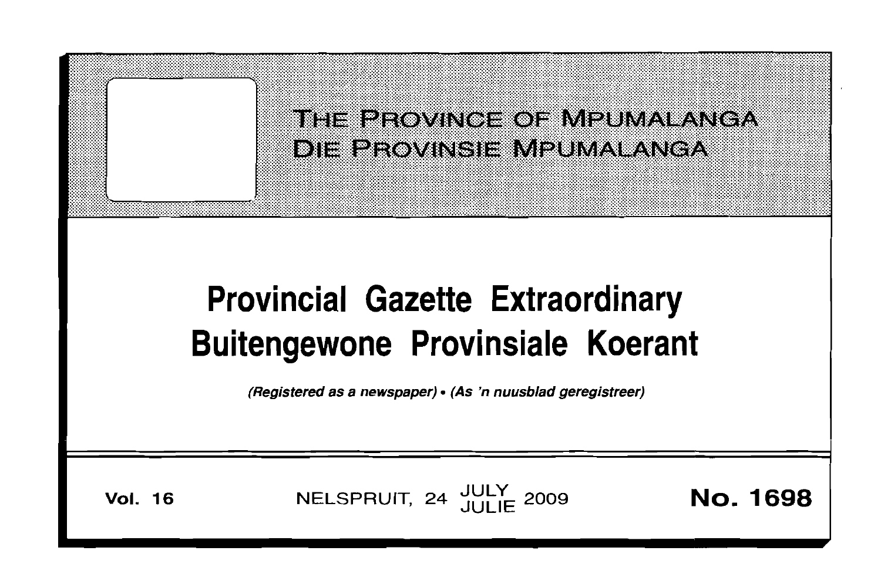# THE PROVINCE OF MPUMALANGA
# DIE PROVINSIE MPUMALANGA

# Provincial Gazette Extraordinary
# Buitengewone Provinsiale Koerant

*(Registered as a newspaper) • (As 'n nuusblad geregistreer)*

**Vol. 16** NELSPRUIT, 24 JULY JULIE 2009 **No. 1698**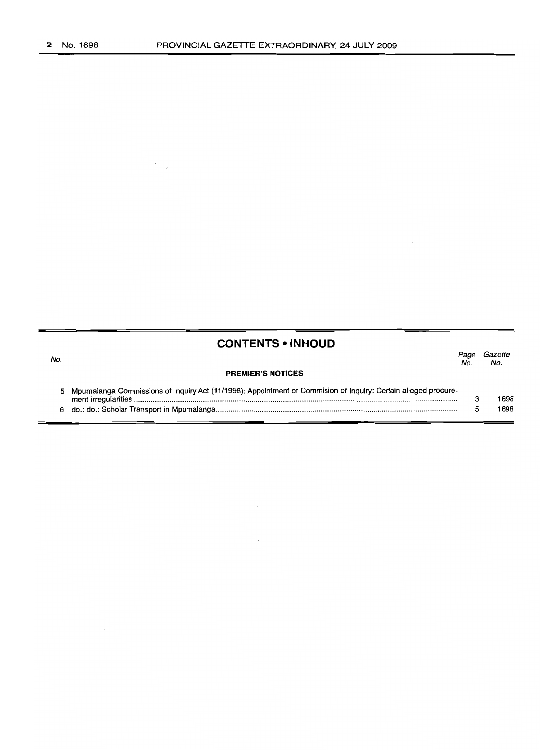## CONTENTS • INHOUD

| No. | | Page No. | Gazette No. |
|---|---|---|---|
| | **PREMIER'S NOTICES** | | |
| 5 | Mpumalanga Commissions of Inquiry Act (11/1998): Appointment of Commision of Inquiry: Certain alleged procurement irregularities | 3 | 1698 |
| 6 | do.: do.: Scholar Transport in Mpumalanga | 5 | 1698 |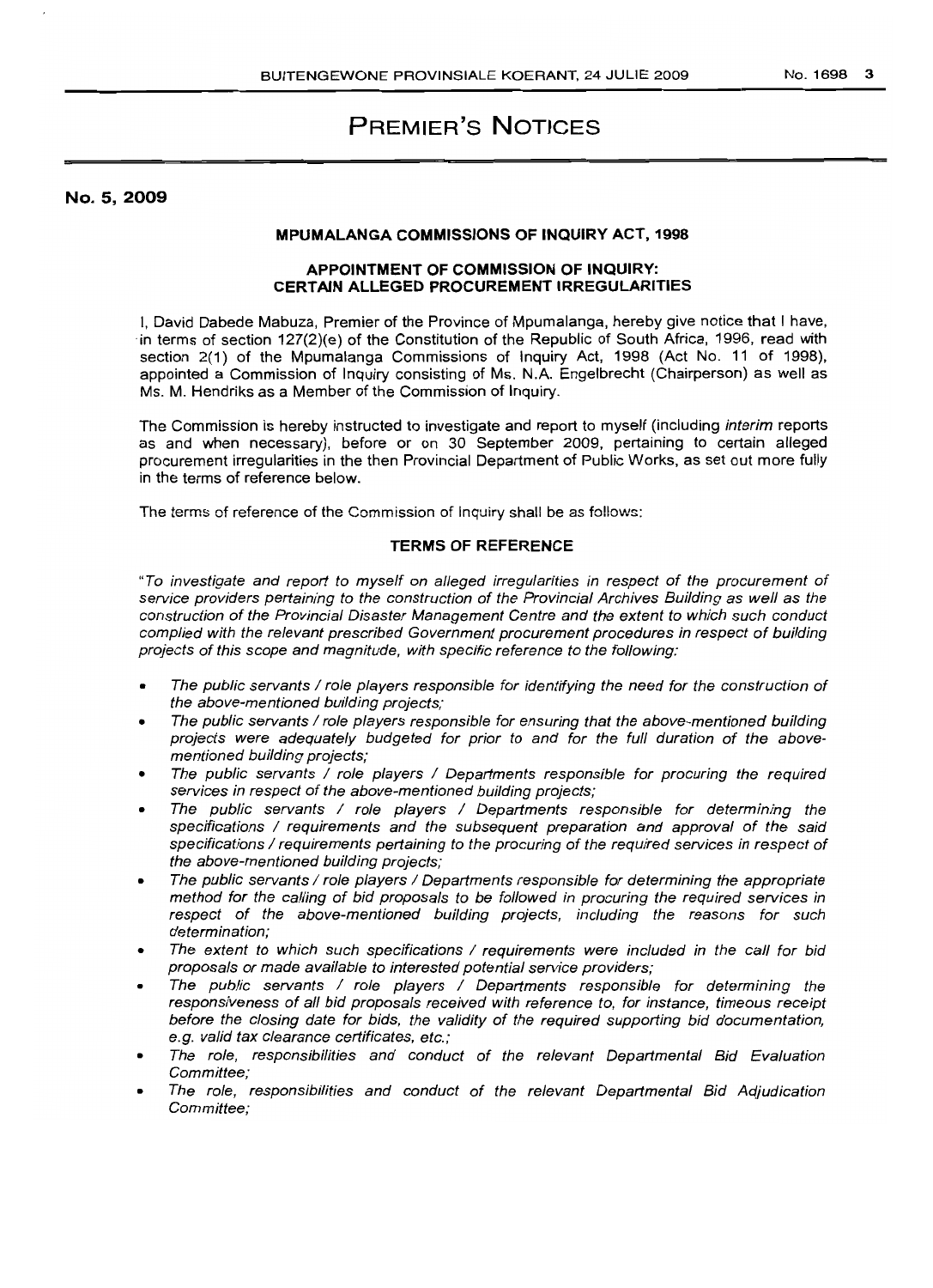# PREMIER'S NOTICES

**No. 5, 2009**

### MPUMALANGA COMMISSIONS OF INQUIRY ACT, 1998

### APPOINTMENT OF COMMISSION OF INQUIRY: CERTAIN ALLEGED PROCUREMENT IRREGULARITIES

I, David Dabede Mabuza, Premier of the Province of Mpumalanga, hereby give notice that I have, in terms of section 127(2)(e) of the Constitution of the Republic of South Africa, 1996, read with section 2(1) of the Mpumalanga Commissions of Inquiry Act, 1998 (Act No. 11 of 1998), appointed a Commission of Inquiry consisting of Ms. N.A. Engelbrecht (Chairperson) as well as Ms. M. Hendriks as a Member of the Commission of Inquiry.

The Commission is hereby instructed to investigate and report to myself (including *interim* reports as and when necessary), before or on 30 September 2009, pertaining to certain alleged procurement irregularities in the then Provincial Department of Public Works, as set out more fully in the terms of reference below.

The terms of reference of the Commission of Inquiry shall be as follows:

### TERMS OF REFERENCE

*"To investigate and report to myself on alleged irregularities in respect of the procurement of service providers pertaining to the construction of the Provincial Archives Building as well as the construction of the Provincial Disaster Management Centre and the extent to which such conduct complied with the relevant prescribed Government procurement procedures in respect of building projects of this scope and magnitude, with specific reference to the following:*

- *The public servants / role players responsible for identifying the need for the construction of the above-mentioned building projects;*
- *The public servants / role players responsible for ensuring that the above-mentioned building projects were adequately budgeted for prior to and for the full duration of the above-mentioned building projects;*
- *The public servants / role players / Departments responsible for procuring the required services in respect of the above-mentioned building projects;*
- *The public servants / role players / Departments responsible for determining the specifications / requirements and the subsequent preparation and approval of the said specifications / requirements pertaining to the procuring of the required services in respect of the above-mentioned building projects;*
- *The public servants / role players / Departments responsible for determining the appropriate method for the calling of bid proposals to be followed in procuring the required services in respect of the above-mentioned building projects, including the reasons for such determination;*
- *The extent to which such specifications / requirements were included in the call for bid proposals or made available to interested potential service providers;*
- *The public servants / role players / Departments responsible for determining the responsiveness of all bid proposals received with reference to, for instance, timeous receipt before the closing date for bids, the validity of the required supporting bid documentation, e.g. valid tax clearance certificates, etc.;*
- *The role, responsibilities and conduct of the relevant Departmental Bid Evaluation Committee;*
- *The role, responsibilities and conduct of the relevant Departmental Bid Adjudication Committee;*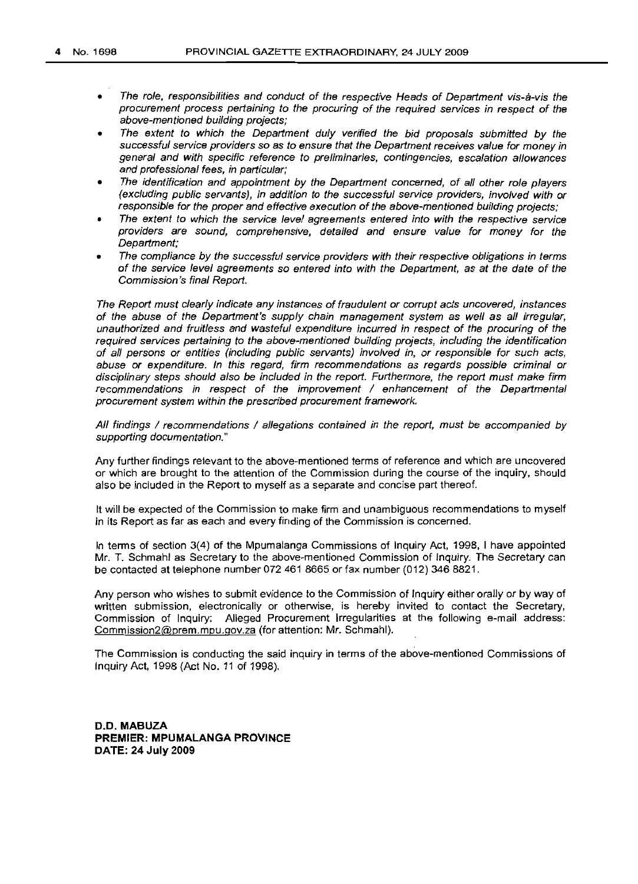- *The role, responsibilities and conduct of the respective Heads of Department vis-à-vis the procurement process pertaining to the procuring of the required services in respect of the above-mentioned building projects;*
- *The extent to which the Department duly verified the bid proposals submitted by the successful service providers so as to ensure that the Department receives value for money in general and with specific reference to preliminaries, contingencies, escalation allowances and professional fees, in particular;*
- *The identification and appointment by the Department concerned, of all other role players (excluding public servants), in addition to the successful service providers, involved with or responsible for the proper and effective execution of the above-mentioned building projects;*
- *The extent to which the service level agreements entered into with the respective service providers are sound, comprehensive, detailed and ensure value for money for the Department;*
- *The compliance by the successful service providers with their respective obligations in terms of the service level agreements so entered into with the Department, as at the date of the Commission's final Report.*

*The Report must clearly indicate any instances of fraudulent or corrupt acts uncovered, instances of the abuse of the Department's supply chain management system as well as all irregular, unauthorized and fruitless and wasteful expenditure incurred in respect of the procuring of the required services pertaining to the above-mentioned building projects, including the identification of all persons or entities (including public servants) involved in, or responsible for such acts, abuse or expenditure. In this regard, firm recommendations as regards possible criminal or disciplinary steps should also be included in the report. Furthermore, the report must make firm recommendations in respect of the improvement / enhancement of the Departmental procurement system within the prescribed procurement framework.*

*All findings / recommendations / allegations contained in the report, must be accompanied by supporting documentation."*

Any further findings relevant to the above-mentioned terms of reference and which are uncovered or which are brought to the attention of the Commission during the course of the inquiry, should also be included in the Report to myself as a separate and concise part thereof.

It will be expected of the Commission to make firm and unambiguous recommendations to myself in its Report as far as each and every finding of the Commission is concerned.

In terms of section 3(4) of the Mpumalanga Commissions of Inquiry Act, 1998, I have appointed Mr. T. Schmahl as Secretary to the above-mentioned Commission of Inquiry. The Secretary can be contacted at telephone number 072 461 8665 or fax number (012) 346 8821.

Any person who wishes to submit evidence to the Commission of Inquiry either orally or by way of written submission, electronically or otherwise, is hereby invited to contact the Secretary, Commission of Inquiry: Alleged Procurement Irregularities at the following e-mail address: Commission2@prem.mpu.gov.za (for attention: Mr. Schmahl).

The Commission is conducting the said inquiry in terms of the above-mentioned Commissions of Inquiry Act, 1998 (Act No. 11 of 1998).

**D.D. MABUZA**
**PREMIER: MPUMALANGA PROVINCE**
**DATE: 24 July 2009**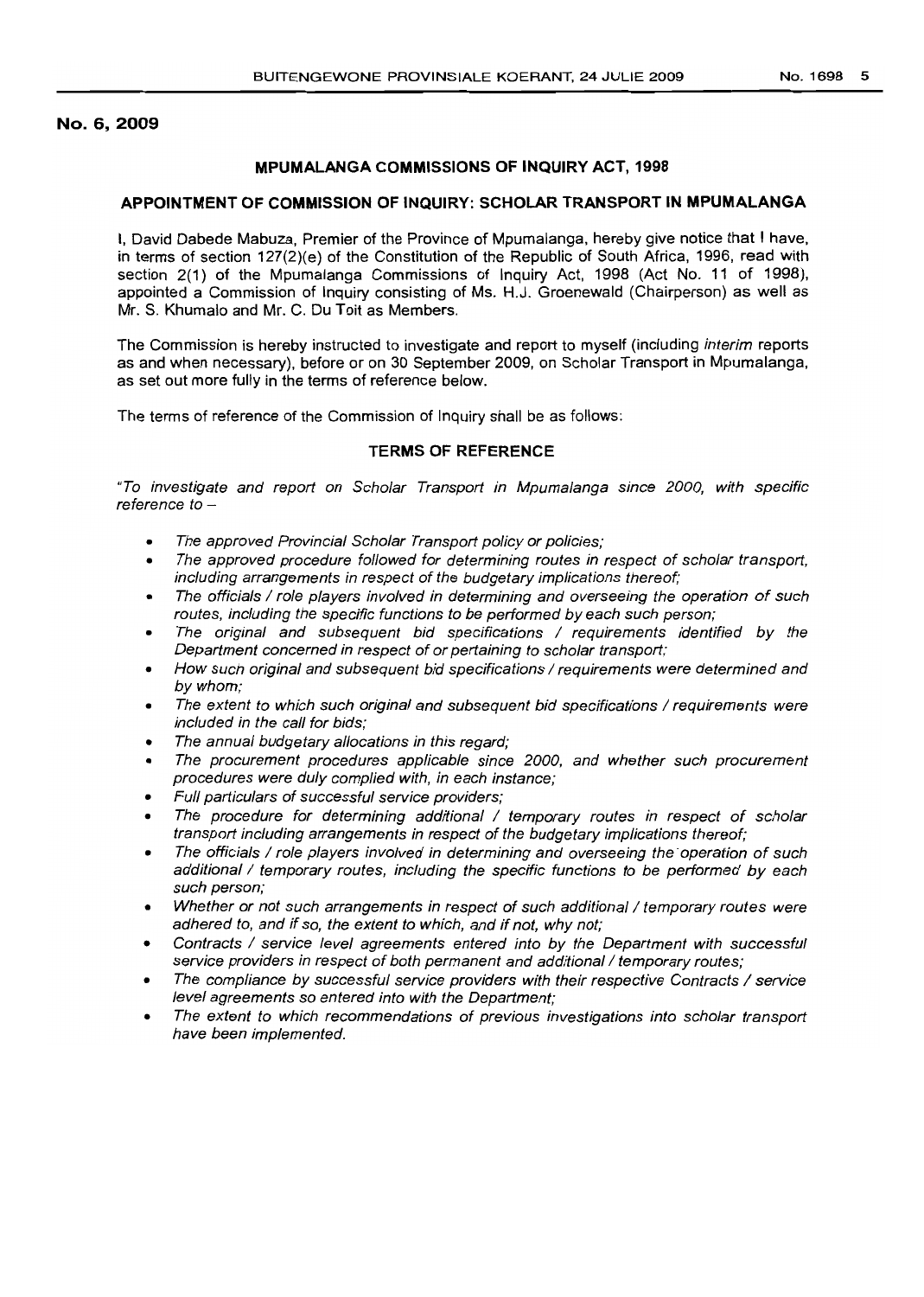**No. 6, 2009**

## MPUMALANGA COMMISSIONS OF INQUIRY ACT, 1998

### APPOINTMENT OF COMMISSION OF INQUIRY: SCHOLAR TRANSPORT IN MPUMALANGA

I, David Dabede Mabuza, Premier of the Province of Mpumalanga, hereby give notice that I have, in terms of section 127(2)(e) of the Constitution of the Republic of South Africa, 1996, read with section 2(1) of the Mpumalanga Commissions of Inquiry Act, 1998 (Act No. 11 of 1998), appointed a Commission of Inquiry consisting of Ms. H.J. Groenewald (Chairperson) as well as Mr. S. Khumalo and Mr. C. Du Toit as Members.

The Commission is hereby instructed to investigate and report to myself (including *interim* reports as and when necessary), before or on 30 September 2009, on Scholar Transport in Mpumalanga, as set out more fully in the terms of reference below.

The terms of reference of the Commission of Inquiry shall be as follows:

### TERMS OF REFERENCE

*"To investigate and report on Scholar Transport in Mpumalanga since 2000, with specific reference to –*

- *The approved Provincial Scholar Transport policy or policies;*
- *The approved procedure followed for determining routes in respect of scholar transport, including arrangements in respect of the budgetary implications thereof;*
- *The officials / role players involved in determining and overseeing the operation of such routes, including the specific functions to be performed by each such person;*
- *The original and subsequent bid specifications / requirements identified by the Department concerned in respect of or pertaining to scholar transport;*
- *How such original and subsequent bid specifications / requirements were determined and by whom;*
- *The extent to which such original and subsequent bid specifications / requirements were included in the call for bids;*
- *The annual budgetary allocations in this regard;*
- *The procurement procedures applicable since 2000, and whether such procurement procedures were duly complied with, in each instance;*
- *Full particulars of successful service providers;*
- *The procedure for determining additional / temporary routes in respect of scholar transport including arrangements in respect of the budgetary implications thereof;*
- *The officials / role players involved in determining and overseeing the operation of such additional / temporary routes, including the specific functions to be performed by each such person;*
- *Whether or not such arrangements in respect of such additional / temporary routes were adhered to, and if so, the extent to which, and if not, why not;*
- *Contracts / service level agreements entered into by the Department with successful service providers in respect of both permanent and additional / temporary routes;*
- *The compliance by successful service providers with their respective Contracts / service level agreements so entered into with the Department;*
- *The extent to which recommendations of previous investigations into scholar transport have been implemented.*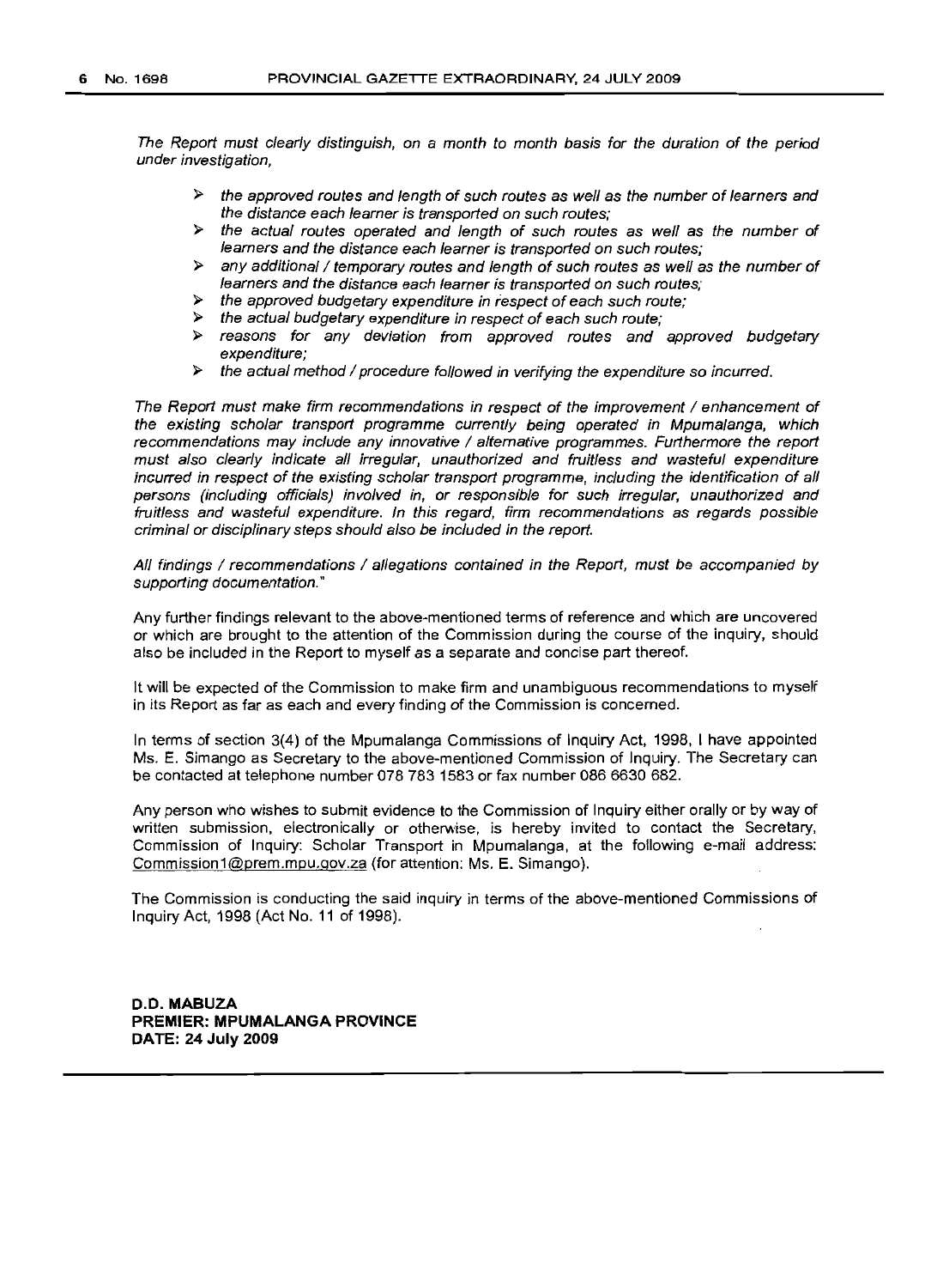*The Report must clearly distinguish, on a month to month basis for the duration of the period under investigation,*

- *the approved routes and length of such routes as well as the number of learners and the distance each learner is transported on such routes;*
- *the actual routes operated and length of such routes as well as the number of learners and the distance each learner is transported on such routes;*
- *any additional / temporary routes and length of such routes as well as the number of learners and the distance each learner is transported on such routes;*
- *the approved budgetary expenditure in respect of each such route;*
- *the actual budgetary expenditure in respect of each such route;*
- *reasons for any deviation from approved routes and approved budgetary expenditure;*
- *the actual method / procedure followed in verifying the expenditure so incurred.*

*The Report must make firm recommendations in respect of the improvement / enhancement of the existing scholar transport programme currently being operated in Mpumalanga, which recommendations may include any innovative / alternative programmes. Furthermore the report must also clearly indicate all irregular, unauthorized and fruitless and wasteful expenditure incurred in respect of the existing scholar transport programme, including the identification of all persons (including officials) involved in, or responsible for such irregular, unauthorized and fruitless and wasteful expenditure. In this regard, firm recommendations as regards possible criminal or disciplinary steps should also be included in the report.*

*All findings / recommendations / allegations contained in the Report, must be accompanied by supporting documentation."*

Any further findings relevant to the above-mentioned terms of reference and which are uncovered or which are brought to the attention of the Commission during the course of the inquiry, should also be included in the Report to myself as a separate and concise part thereof.

It will be expected of the Commission to make firm and unambiguous recommendations to myself in its Report as far as each and every finding of the Commission is concerned.

In terms of section 3(4) of the Mpumalanga Commissions of Inquiry Act, 1998, I have appointed Ms. E. Simango as Secretary to the above-mentioned Commission of Inquiry. The Secretary can be contacted at telephone number 078 783 1583 or fax number 086 6630 682.

Any person who wishes to submit evidence to the Commission of Inquiry either orally or by way of written submission, electronically or otherwise, is hereby invited to contact the Secretary, Commission of Inquiry: Scholar Transport in Mpumalanga, at the following e-mail address: Commission1@prem.mpu.gov.za (for attention: Ms. E. Simango).

The Commission is conducting the said inquiry in terms of the above-mentioned Commissions of Inquiry Act, 1998 (Act No. 11 of 1998).

**D.D. MABUZA**
**PREMIER: MPUMALANGA PROVINCE**
**DATE: 24 July 2009**